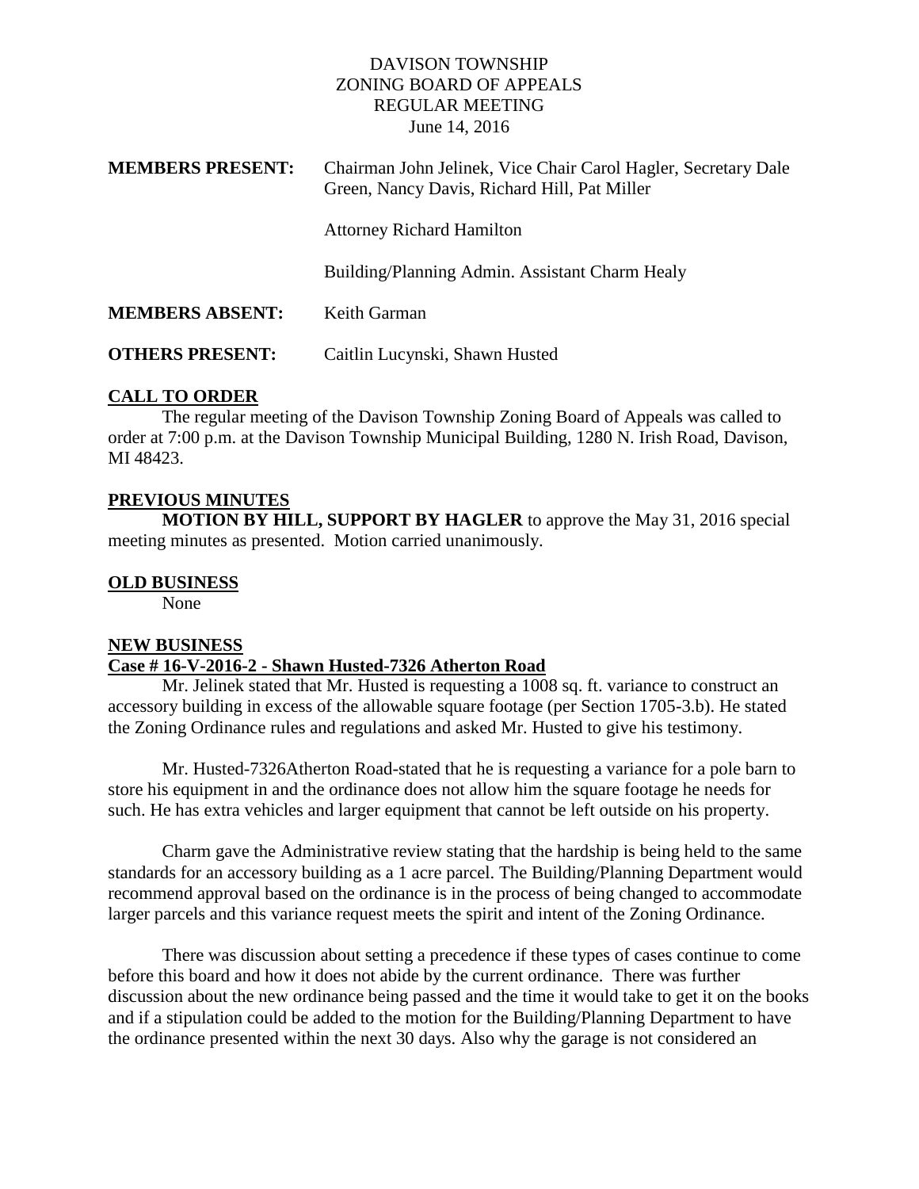DAVISON TOWNSHIP
ZONING BOARD OF APPEALS
REGULAR MEETING
June 14, 2016

**MEMBERS PRESENT:** Chairman John Jelinek, Vice Chair Carol Hagler, Secretary Dale Green, Nancy Davis, Richard Hill, Pat Miller

Attorney Richard Hamilton

Building/Planning Admin. Assistant Charm Healy

**MEMBERS ABSENT:** Keith Garman

**OTHERS PRESENT:** Caitlin Lucynski, Shawn Husted

## CALL TO ORDER

The regular meeting of the Davison Township Zoning Board of Appeals was called to order at 7:00 p.m. at the Davison Township Municipal Building, 1280 N. Irish Road, Davison, MI 48423.

## PREVIOUS MINUTES

**MOTION BY HILL, SUPPORT BY HAGLER** to approve the May 31, 2016 special meeting minutes as presented. Motion carried unanimously.

## OLD BUSINESS

None

## NEW BUSINESS

### Case # 16-V-2016-2 - Shawn Husted-7326 Atherton Road

Mr. Jelinek stated that Mr. Husted is requesting a 1008 sq. ft. variance to construct an accessory building in excess of the allowable square footage (per Section 1705-3.b). He stated the Zoning Ordinance rules and regulations and asked Mr. Husted to give his testimony.

Mr. Husted-7326Atherton Road-stated that he is requesting a variance for a pole barn to store his equipment in and the ordinance does not allow him the square footage he needs for such. He has extra vehicles and larger equipment that cannot be left outside on his property.

Charm gave the Administrative review stating that the hardship is being held to the same standards for an accessory building as a 1 acre parcel. The Building/Planning Department would recommend approval based on the ordinance is in the process of being changed to accommodate larger parcels and this variance request meets the spirit and intent of the Zoning Ordinance.

There was discussion about setting a precedence if these types of cases continue to come before this board and how it does not abide by the current ordinance. There was further discussion about the new ordinance being passed and the time it would take to get it on the books and if a stipulation could be added to the motion for the Building/Planning Department to have the ordinance presented within the next 30 days. Also why the garage is not considered an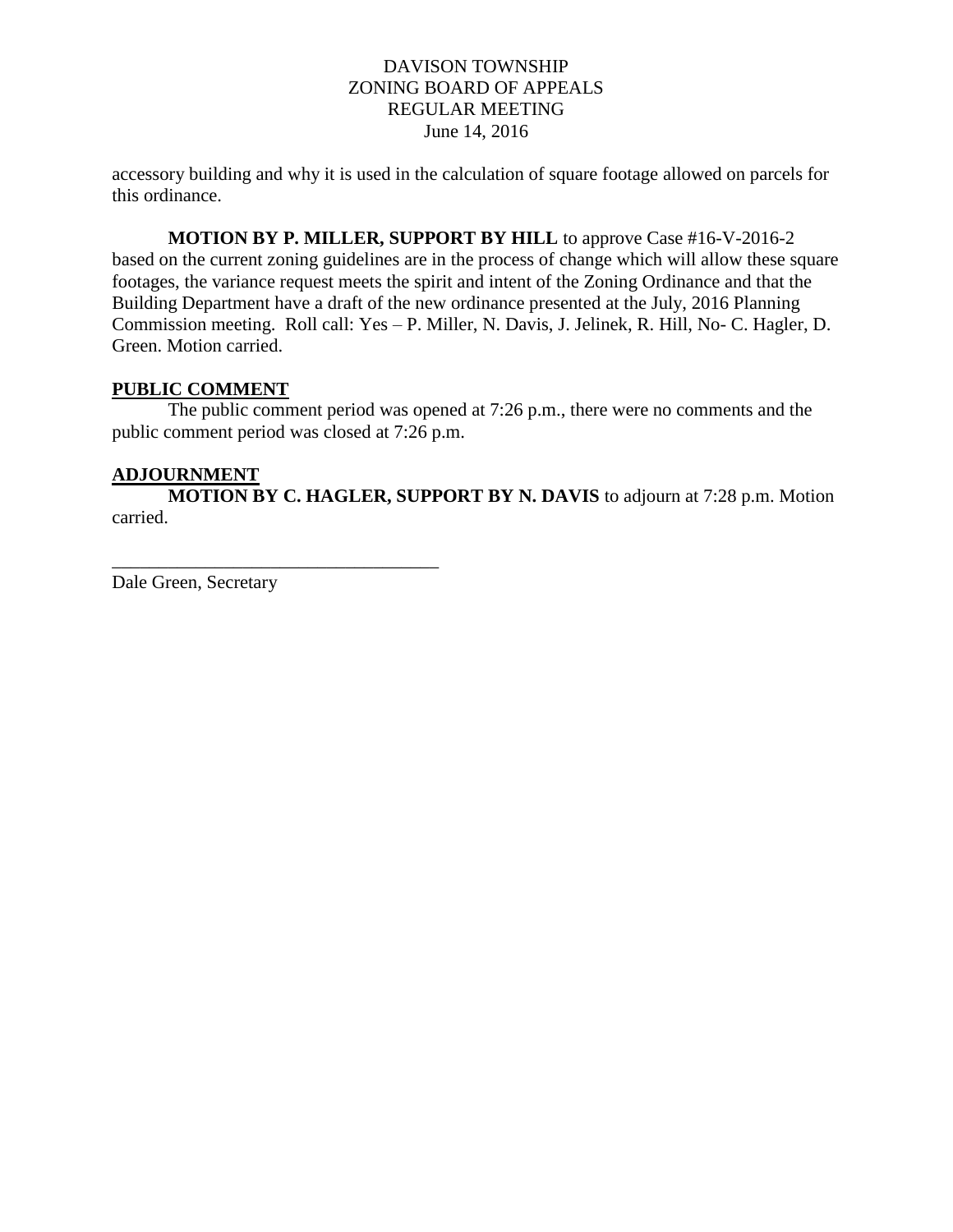accessory building and why it is used in the calculation of square footage allowed on parcels for this ordinance.

**MOTION BY P. MILLER, SUPPORT BY HILL** to approve Case #16-V-2016-2 based on the current zoning guidelines are in the process of change which will allow these square footages, the variance request meets the spirit and intent of the Zoning Ordinance and that the Building Department have a draft of the new ordinance presented at the July, 2016 Planning Commission meeting. Roll call: Yes – P. Miller, N. Davis, J. Jelinek, R. Hill, No- C. Hagler, D. Green. Motion carried.

**PUBLIC COMMENT**

The public comment period was opened at 7:26 p.m., there were no comments and the public comment period was closed at 7:26 p.m.

**ADJOURNMENT**

**MOTION BY C. HAGLER, SUPPORT BY N. DAVIS** to adjourn at 7:28 p.m. Motion carried.

\_\_\_\_\_\_\_\_\_\_\_\_\_\_\_\_\_\_\_\_\_\_\_\_\_\_\_\_\_\_\_\_\_\_\_\_

Dale Green, Secretary